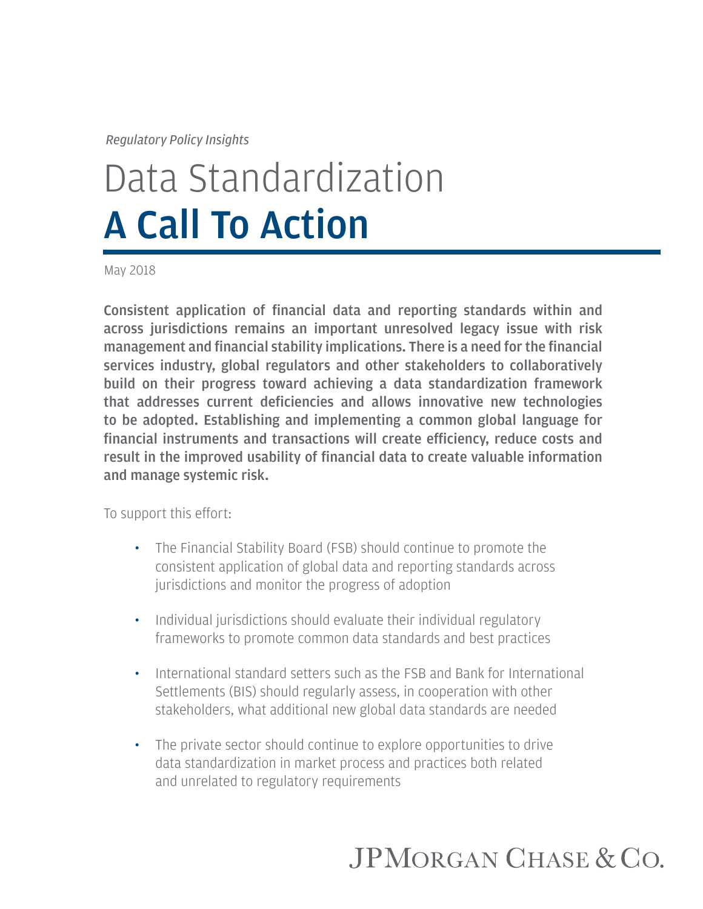*Regulatory Policy Insights*

# Data Standardization
# A Call To Action

May 2018

**Consistent application of financial data and reporting standards within and across jurisdictions remains an important unresolved legacy issue with risk management and financial stability implications. There is a need for the financial services industry, global regulators and other stakeholders to collaboratively build on their progress toward achieving a data standardization framework that addresses current deficiencies and allows innovative new technologies to be adopted. Establishing and implementing a common global language for financial instruments and transactions will create efficiency, reduce costs and result in the improved usability of financial data to create valuable information and manage systemic risk.**

To support this effort:

- The Financial Stability Board (FSB) should continue to promote the consistent application of global data and reporting standards across jurisdictions and monitor the progress of adoption
- Individual jurisdictions should evaluate their individual regulatory frameworks to promote common data standards and best practices
- International standard setters such as the FSB and Bank for International Settlements (BIS) should regularly assess, in cooperation with other stakeholders, what additional new global data standards are needed
- The private sector should continue to explore opportunities to drive data standardization in market process and practices both related and unrelated to regulatory requirements

JPMorgan Chase & Co.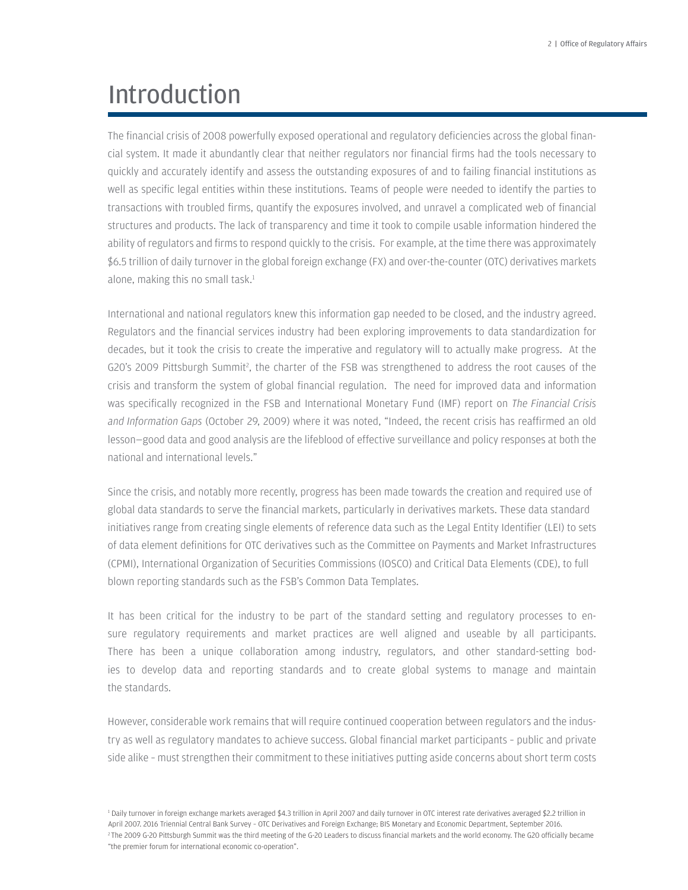# Introduction

The financial crisis of 2008 powerfully exposed operational and regulatory deficiencies across the global financial system. It made it abundantly clear that neither regulators nor financial firms had the tools necessary to quickly and accurately identify and assess the outstanding exposures of and to failing financial institutions as well as specific legal entities within these institutions. Teams of people were needed to identify the parties to transactions with troubled firms, quantify the exposures involved, and unravel a complicated web of financial structures and products. The lack of transparency and time it took to compile usable information hindered the ability of regulators and firms to respond quickly to the crisis. For example, at the time there was approximately $6.5 trillion of daily turnover in the global foreign exchange (FX) and over-the-counter (OTC) derivatives markets alone, making this no small task.[1]

International and national regulators knew this information gap needed to be closed, and the industry agreed. Regulators and the financial services industry had been exploring improvements to data standardization for decades, but it took the crisis to create the imperative and regulatory will to actually make progress. At the G20's 2009 Pittsburgh Summit[2], the charter of the FSB was strengthened to address the root causes of the crisis and transform the system of global financial regulation. The need for improved data and information was specifically recognized in the FSB and International Monetary Fund (IMF) report on *The Financial Crisis and Information Gaps* (October 29, 2009) where it was noted, "Indeed, the recent crisis has reaffirmed an old lesson—good data and good analysis are the lifeblood of effective surveillance and policy responses at both the national and international levels."

Since the crisis, and notably more recently, progress has been made towards the creation and required use of global data standards to serve the financial markets, particularly in derivatives markets. These data standard initiatives range from creating single elements of reference data such as the Legal Entity Identifier (LEI) to sets of data element definitions for OTC derivatives such as the Committee on Payments and Market Infrastructures (CPMI), International Organization of Securities Commissions (IOSCO) and Critical Data Elements (CDE), to full blown reporting standards such as the FSB's Common Data Templates.

It has been critical for the industry to be part of the standard setting and regulatory processes to ensure regulatory requirements and market practices are well aligned and useable by all participants. There has been a unique collaboration among industry, regulators, and other standard-setting bodies to develop data and reporting standards and to create global systems to manage and maintain the standards.

However, considerable work remains that will require continued cooperation between regulators and the industry as well as regulatory mandates to achieve success. Global financial market participants – public and private side alike – must strengthen their commitment to these initiatives putting aside concerns about short term costs

[1] Daily turnover in foreign exchange markets averaged $4.3 trillion in April 2007 and daily turnover in OTC interest rate derivatives averaged $2.2 trillion in April 2007. 2016 Triennial Central Bank Survey – OTC Derivatives and Foreign Exchange; BIS Monetary and Economic Department, September 2016.

[2] The 2009 G-20 Pittsburgh Summit was the third meeting of the G-20 Leaders to discuss financial markets and the world economy. The G20 officially became "the premier forum for international economic co-operation".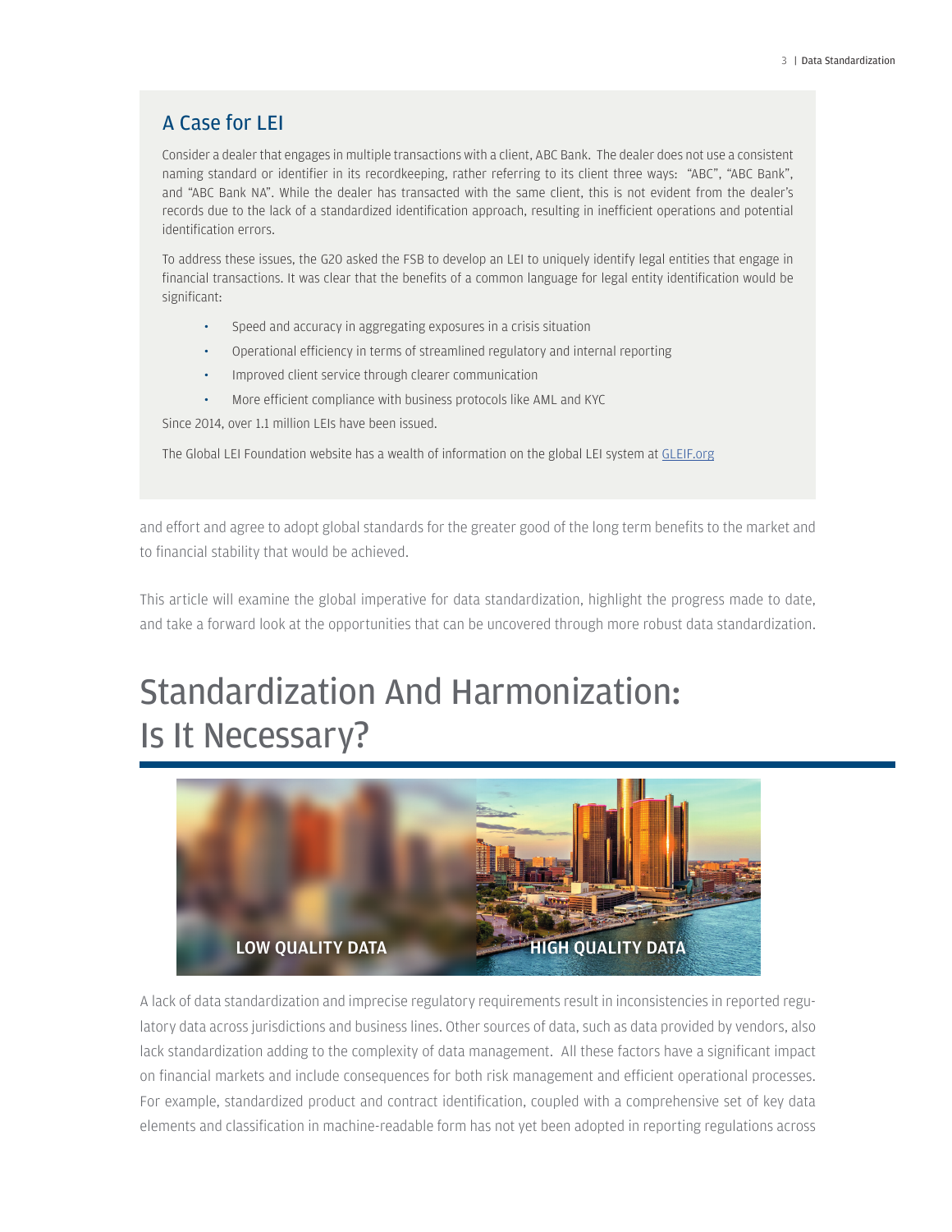## A Case for LEI

Consider a dealer that engages in multiple transactions with a client, ABC Bank. The dealer does not use a consistent naming standard or identifier in its recordkeeping, rather referring to its client three ways: "ABC", "ABC Bank", and "ABC Bank NA". While the dealer has transacted with the same client, this is not evident from the dealer's records due to the lack of a standardized identification approach, resulting in inefficient operations and potential identification errors.

To address these issues, the G20 asked the FSB to develop an LEI to uniquely identify legal entities that engage in financial transactions. It was clear that the benefits of a common language for legal entity identification would be significant:

- Speed and accuracy in aggregating exposures in a crisis situation
- Operational efficiency in terms of streamlined regulatory and internal reporting
- Improved client service through clearer communication
- More efficient compliance with business protocols like AML and KYC

Since 2014, over 1.1 million LEIs have been issued.

The Global LEI Foundation website has a wealth of information on the global LEI system at [GLEIF.org](GLEIF.org)

and effort and agree to adopt global standards for the greater good of the long term benefits to the market and to financial stability that would be achieved.

This article will examine the global imperative for data standardization, highlight the progress made to date, and take a forward look at the opportunities that can be uncovered through more robust data standardization.

# Standardization And Harmonization: Is It Necessary?

LOW QUALITY DATA HIGH QUALITY DATA

A lack of data standardization and imprecise regulatory requirements result in inconsistencies in reported regulatory data across jurisdictions and business lines. Other sources of data, such as data provided by vendors, also lack standardization adding to the complexity of data management. All these factors have a significant impact on financial markets and include consequences for both risk management and efficient operational processes. For example, standardized product and contract identification, coupled with a comprehensive set of key data elements and classification in machine-readable form has not yet been adopted in reporting regulations across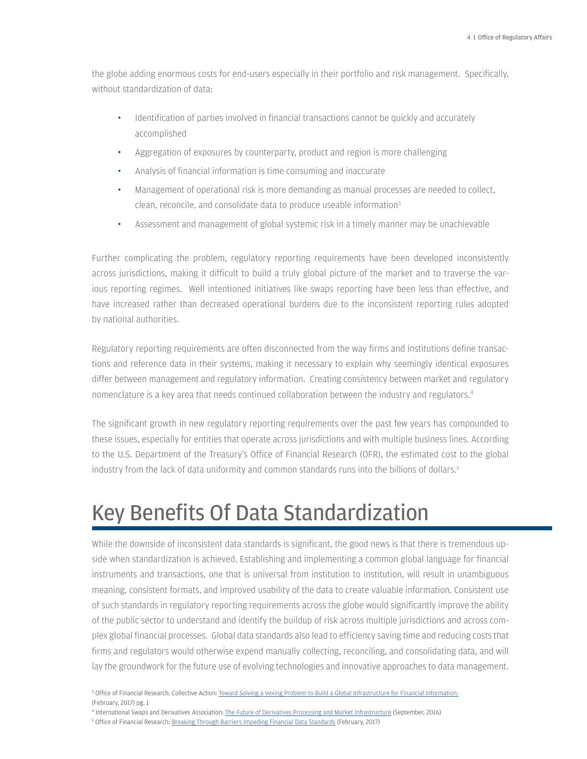the globe adding enormous costs for end-users especially in their portfolio and risk management. Specifically, without standardization of data:

- Identification of parties involved in financial transactions cannot be quickly and accurately accomplished
- Aggregation of exposures by counterparty, product and region is more challenging
- Analysis of financial information is time consuming and inaccurate
- Management of operational risk is more demanding as manual processes are needed to collect, clean, reconcile, and consolidate data to produce useable information[3]
- Assessment and management of global systemic risk in a timely manner may be unachievable

Further complicating the problem, regulatory reporting requirements have been developed inconsistently across jurisdictions, making it difficult to build a truly global picture of the market and to traverse the various reporting regimes. Well intentioned initiatives like swaps reporting have been less than effective, and have increased rather than decreased operational burdens due to the inconsistent reporting rules adopted by national authorities.

Regulatory reporting requirements are often disconnected from the way firms and institutions define transactions and reference data in their systems, making it necessary to explain why seemingly identical exposures differ between management and regulatory information. Creating consistency between market and regulatory nomenclature is a key area that needs continued collaboration between the industry and regulators.[4]

The significant growth in new regulatory reporting requirements over the past few years has compounded to these issues, especially for entities that operate across jurisdictions and with multiple business lines. According to the U.S. Department of the Treasury's Office of Financial Research (OFR), the estimated cost to the global industry from the lack of data uniformity and common standards runs into the billions of dollars.[5]

# Key Benefits Of Data Standardization

While the downside of inconsistent data standards is significant, the good news is that there is tremendous upside when standardization is achieved. Establishing and implementing a common global language for financial instruments and transactions, one that is universal from institution to institution, will result in unambiguous meaning, consistent formats, and improved usability of the data to create valuable information. Consistent use of such standards in regulatory reporting requirements across the globe would significantly improve the ability of the public sector to understand and identify the buildup of risk across multiple jurisdictions and across complex global financial processes. Global data standards also lead to efficiency saving time and reducing costs that firms and regulators would otherwise expend manually collecting, reconciling, and consolidating data, and will lay the groundwork for the future use of evolving technologies and innovative approaches to data management.

[3] Office of Financial Research: Collective Action: Toward Solving a Vexing Problem to Build a Global Infrastructure for Financial Information. (February, 2017) pg. 1

[4] International Swaps and Derivatives Association: The Future of Derivatives Processing and Market Infrastructure (September, 2016)

[5] Office of Financial Research: Breaking Through Barriers Impeding Financial Data Standards (February, 2017)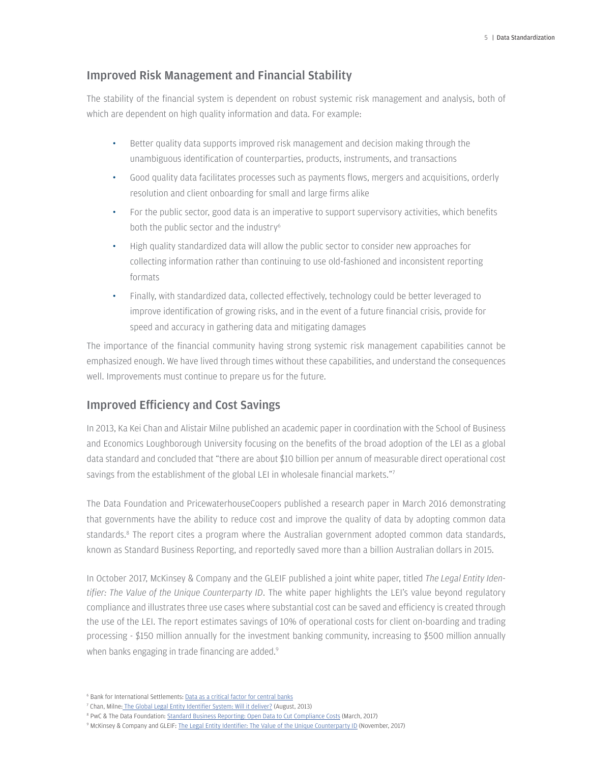## Improved Risk Management and Financial Stability

The stability of the financial system is dependent on robust systemic risk management and analysis, both of which are dependent on high quality information and data. For example:

- Better quality data supports improved risk management and decision making through the unambiguous identification of counterparties, products, instruments, and transactions
- Good quality data facilitates processes such as payments flows, mergers and acquisitions, orderly resolution and client onboarding for small and large firms alike
- For the public sector, good data is an imperative to support supervisory activities, which benefits both the public sector and the industry[6]
- High quality standardized data will allow the public sector to consider new approaches for collecting information rather than continuing to use old-fashioned and inconsistent reporting formats
- Finally, with standardized data, collected effectively, technology could be better leveraged to improve identification of growing risks, and in the event of a future financial crisis, provide for speed and accuracy in gathering data and mitigating damages

The importance of the financial community having strong systemic risk management capabilities cannot be emphasized enough. We have lived through times without these capabilities, and understand the consequences well. Improvements must continue to prepare us for the future.

## Improved Efficiency and Cost Savings

In 2013, Ka Kei Chan and Alistair Milne published an academic paper in coordination with the School of Business and Economics Loughborough University focusing on the benefits of the broad adoption of the LEI as a global data standard and concluded that "there are about $10 billion per annum of measurable direct operational cost savings from the establishment of the global LEI in wholesale financial markets."[7]

The Data Foundation and PricewaterhouseCoopers published a research paper in March 2016 demonstrating that governments have the ability to reduce cost and improve the quality of data by adopting common data standards.[8] The report cites a program where the Australian government adopted common data standards, known as Standard Business Reporting, and reportedly saved more than a billion Australian dollars in 2015.

In October 2017, McKinsey & Company and the GLEIF published a joint white paper, titled *The Legal Entity Identifier: The Value of the Unique Counterparty ID*. The white paper highlights the LEI's value beyond regulatory compliance and illustrates three use cases where substantial cost can be saved and efficiency is created through the use of the LEI. The report estimates savings of 10% of operational costs for client on-boarding and trading processing - $150 million annually for the investment banking community, increasing to $500 million annually when banks engaging in trade financing are added.[9]

---

[6] Bank for International Settlements: Data as a critical factor for central banks

[7] Chan, Milne: The Global Legal Entity Identifier System: Will it deliver? (August, 2013)

[8] PwC & The Data Foundation: Standard Business Reporting: Open Data to Cut Compliance Costs (March, 2017)

[9] McKinsey & Company and GLEIF: The Legal Entity Identifier: The Value of the Unique Counterparty ID (November, 2017)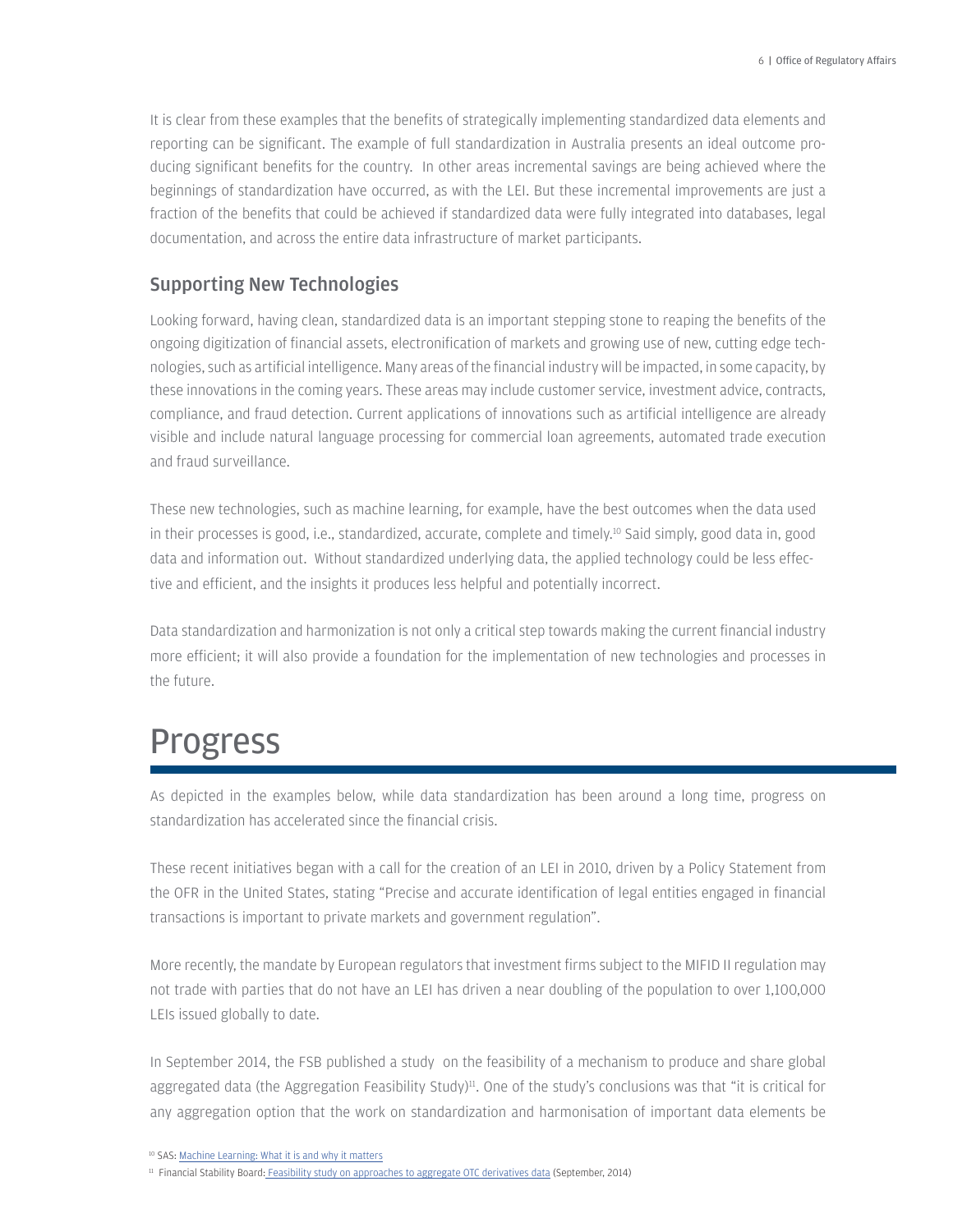It is clear from these examples that the benefits of strategically implementing standardized data elements and reporting can be significant. The example of full standardization in Australia presents an ideal outcome producing significant benefits for the country. In other areas incremental savings are being achieved where the beginnings of standardization have occurred, as with the LEI. But these incremental improvements are just a fraction of the benefits that could be achieved if standardized data were fully integrated into databases, legal documentation, and across the entire data infrastructure of market participants.

## Supporting New Technologies

Looking forward, having clean, standardized data is an important stepping stone to reaping the benefits of the ongoing digitization of financial assets, electronification of markets and growing use of new, cutting edge technologies, such as artificial intelligence. Many areas of the financial industry will be impacted, in some capacity, by these innovations in the coming years. These areas may include customer service, investment advice, contracts, compliance, and fraud detection. Current applications of innovations such as artificial intelligence are already visible and include natural language processing for commercial loan agreements, automated trade execution and fraud surveillance.

These new technologies, such as machine learning, for example, have the best outcomes when the data used in their processes is good, i.e., standardized, accurate, complete and timely.[10] Said simply, good data in, good data and information out. Without standardized underlying data, the applied technology could be less effective and efficient, and the insights it produces less helpful and potentially incorrect.

Data standardization and harmonization is not only a critical step towards making the current financial industry more efficient; it will also provide a foundation for the implementation of new technologies and processes in the future.

# Progress

As depicted in the examples below, while data standardization has been around a long time, progress on standardization has accelerated since the financial crisis.

These recent initiatives began with a call for the creation of an LEI in 2010, driven by a Policy Statement from the OFR in the United States, stating "Precise and accurate identification of legal entities engaged in financial transactions is important to private markets and government regulation".

More recently, the mandate by European regulators that investment firms subject to the MIFID II regulation may not trade with parties that do not have an LEI has driven a near doubling of the population to over 1,100,000 LEIs issued globally to date.

In September 2014, the FSB published a study on the feasibility of a mechanism to produce and share global aggregated data (the Aggregation Feasibility Study)[11]. One of the study's conclusions was that "it is critical for any aggregation option that the work on standardization and harmonisation of important data elements be

[10] SAS: Machine Learning: What it is and why it matters

[11] Financial Stability Board: Feasibility study on approaches to aggregate OTC derivatives data (September, 2014)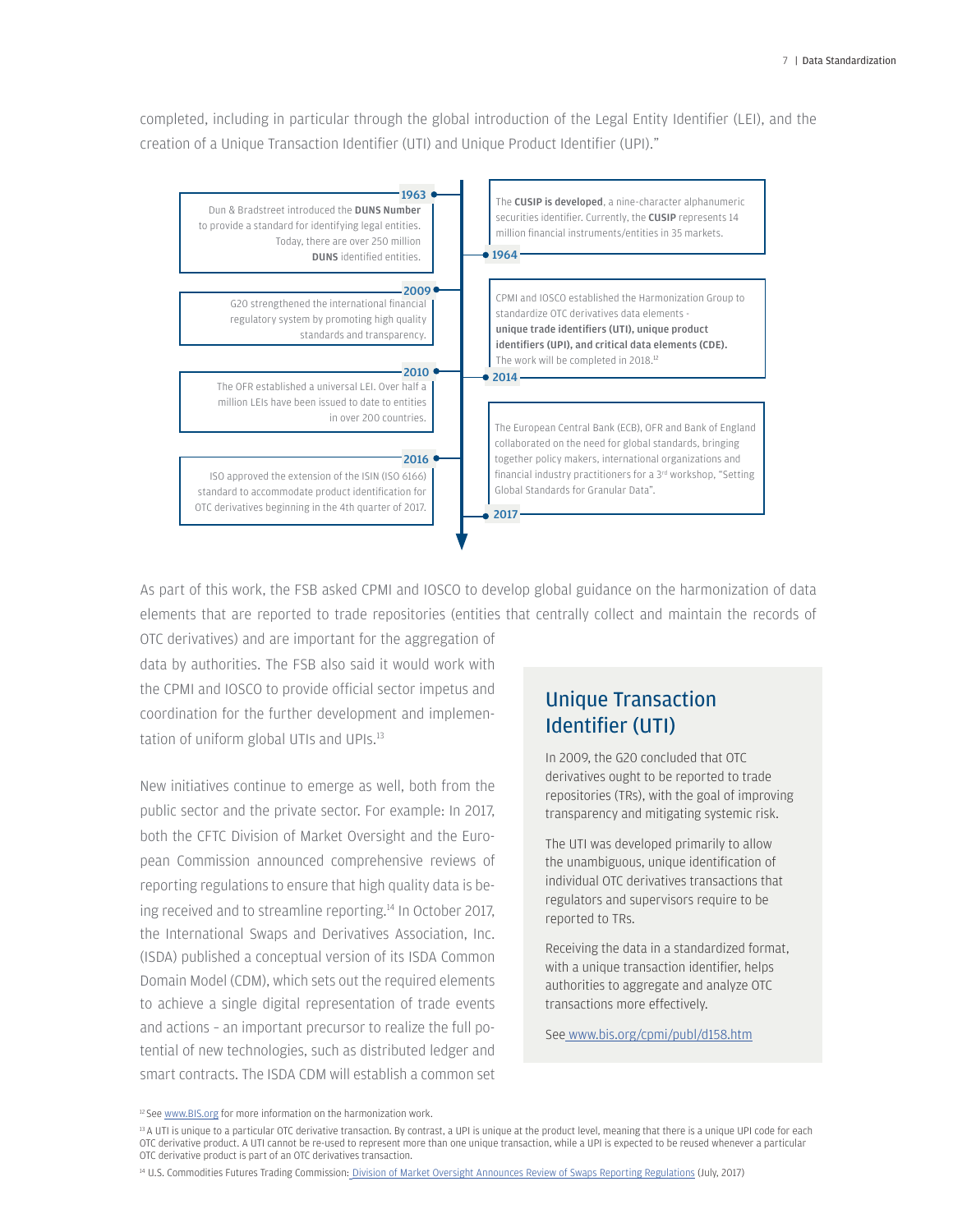completed, including in particular through the global introduction of the Legal Entity Identifier (LEI), and the creation of a Unique Transaction Identifier (UTI) and Unique Product Identifier (UPI)."

**1963** – Dun & Bradstreet introduced the **DUNS Number** to provide a standard for identifying legal entities. Today, there are over 250 million **DUNS** identified entities.

**1964** – The **CUSIP is developed**, a nine-character alphanumeric securities identifier. Currently, the **CUSIP** represents 14 million financial instruments/entities in 35 markets.

**2009** – G20 strengthened the international financial regulatory system by promoting high quality standards and transparency.

**2010** – The OFR established a universal LEI. Over half a million LEIs have been issued to date to entities in over 200 countries.

**2014** – CPMI and IOSCO established the Harmonization Group to standardize OTC derivatives data elements - **unique trade identifiers (UTI), unique product identifiers (UPI), and critical data elements (CDE).** The work will be completed in 2018.[12]

**2016** – ISO approved the extension of the ISIN (ISO 6166) standard to accommodate product identification for OTC derivatives beginning in the 4th quarter of 2017.

**2017** – The European Central Bank (ECB), OFR and Bank of England collaborated on the need for global standards, bringing together policy makers, international organizations and financial industry practitioners for a 3rd workshop, "Setting Global Standards for Granular Data".

As part of this work, the FSB asked CPMI and IOSCO to develop global guidance on the harmonization of data elements that are reported to trade repositories (entities that centrally collect and maintain the records of OTC derivatives) and are important for the aggregation of data by authorities. The FSB also said it would work with the CPMI and IOSCO to provide official sector impetus and coordination for the further development and implementation of uniform global UTIs and UPIs.[13]

New initiatives continue to emerge as well, both from the public sector and the private sector. For example: In 2017, both the CFTC Division of Market Oversight and the European Commission announced comprehensive reviews of reporting regulations to ensure that high quality data is being received and to streamline reporting.[14] In October 2017, the International Swaps and Derivatives Association, Inc. (ISDA) published a conceptual version of its ISDA Common Domain Model (CDM), which sets out the required elements to achieve a single digital representation of trade events and actions – an important precursor to realize the full potential of new technologies, such as distributed ledger and smart contracts. The ISDA CDM will establish a common set

## Unique Transaction Identifier (UTI)

In 2009, the G20 concluded that OTC derivatives ought to be reported to trade repositories (TRs), with the goal of improving transparency and mitigating systemic risk.

The UTI was developed primarily to allow the unambiguous, unique identification of individual OTC derivatives transactions that regulators and supervisors require to be reported to TRs.

Receiving the data in a standardized format, with a unique transaction identifier, helps authorities to aggregate and analyze OTC transactions more effectively.

See www.bis.org/cpmi/publ/d158.htm

[12] See www.BIS.org for more information on the harmonization work.

[13] A UTI is unique to a particular OTC derivative transaction. By contrast, a UPI is unique at the product level, meaning that there is a unique UPI code for each OTC derivative product. A UTI cannot be re-used to represent more than one unique transaction, while a UPI is expected to be reused whenever a particular OTC derivative product is part of an OTC derivatives transaction.

[14] U.S. Commodities Futures Trading Commission: Division of Market Oversight Announces Review of Swaps Reporting Regulations (July, 2017)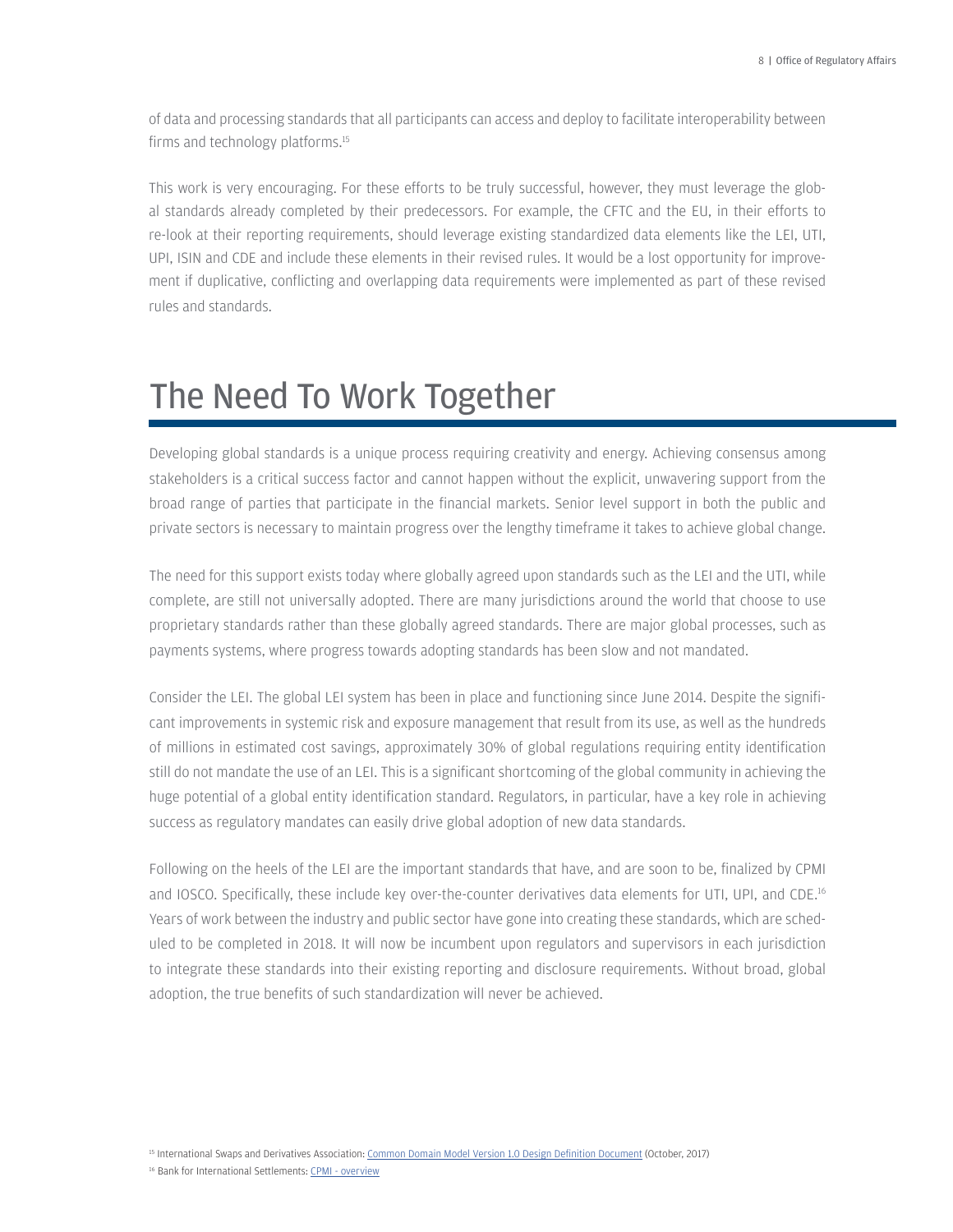of data and processing standards that all participants can access and deploy to facilitate interoperability between firms and technology platforms.[15]

This work is very encouraging. For these efforts to be truly successful, however, they must leverage the global standards already completed by their predecessors. For example, the CFTC and the EU, in their efforts to re-look at their reporting requirements, should leverage existing standardized data elements like the LEI, UTI, UPI, ISIN and CDE and include these elements in their revised rules. It would be a lost opportunity for improvement if duplicative, conflicting and overlapping data requirements were implemented as part of these revised rules and standards.

# The Need To Work Together

Developing global standards is a unique process requiring creativity and energy. Achieving consensus among stakeholders is a critical success factor and cannot happen without the explicit, unwavering support from the broad range of parties that participate in the financial markets. Senior level support in both the public and private sectors is necessary to maintain progress over the lengthy timeframe it takes to achieve global change.

The need for this support exists today where globally agreed upon standards such as the LEI and the UTI, while complete, are still not universally adopted. There are many jurisdictions around the world that choose to use proprietary standards rather than these globally agreed standards. There are major global processes, such as payments systems, where progress towards adopting standards has been slow and not mandated.

Consider the LEI. The global LEI system has been in place and functioning since June 2014. Despite the significant improvements in systemic risk and exposure management that result from its use, as well as the hundreds of millions in estimated cost savings, approximately 30% of global regulations requiring entity identification still do not mandate the use of an LEI. This is a significant shortcoming of the global community in achieving the huge potential of a global entity identification standard. Regulators, in particular, have a key role in achieving success as regulatory mandates can easily drive global adoption of new data standards.

Following on the heels of the LEI are the important standards that have, and are soon to be, finalized by CPMI and IOSCO. Specifically, these include key over-the-counter derivatives data elements for UTI, UPI, and CDE.[16] Years of work between the industry and public sector have gone into creating these standards, which are scheduled to be completed in 2018. It will now be incumbent upon regulators and supervisors in each jurisdiction to integrate these standards into their existing reporting and disclosure requirements. Without broad, global adoption, the true benefits of such standardization will never be achieved.

[15] International Swaps and Derivatives Association: Common Domain Model Version 1.0 Design Definition Document (October, 2017)

[16] Bank for International Settlements: CPMI - overview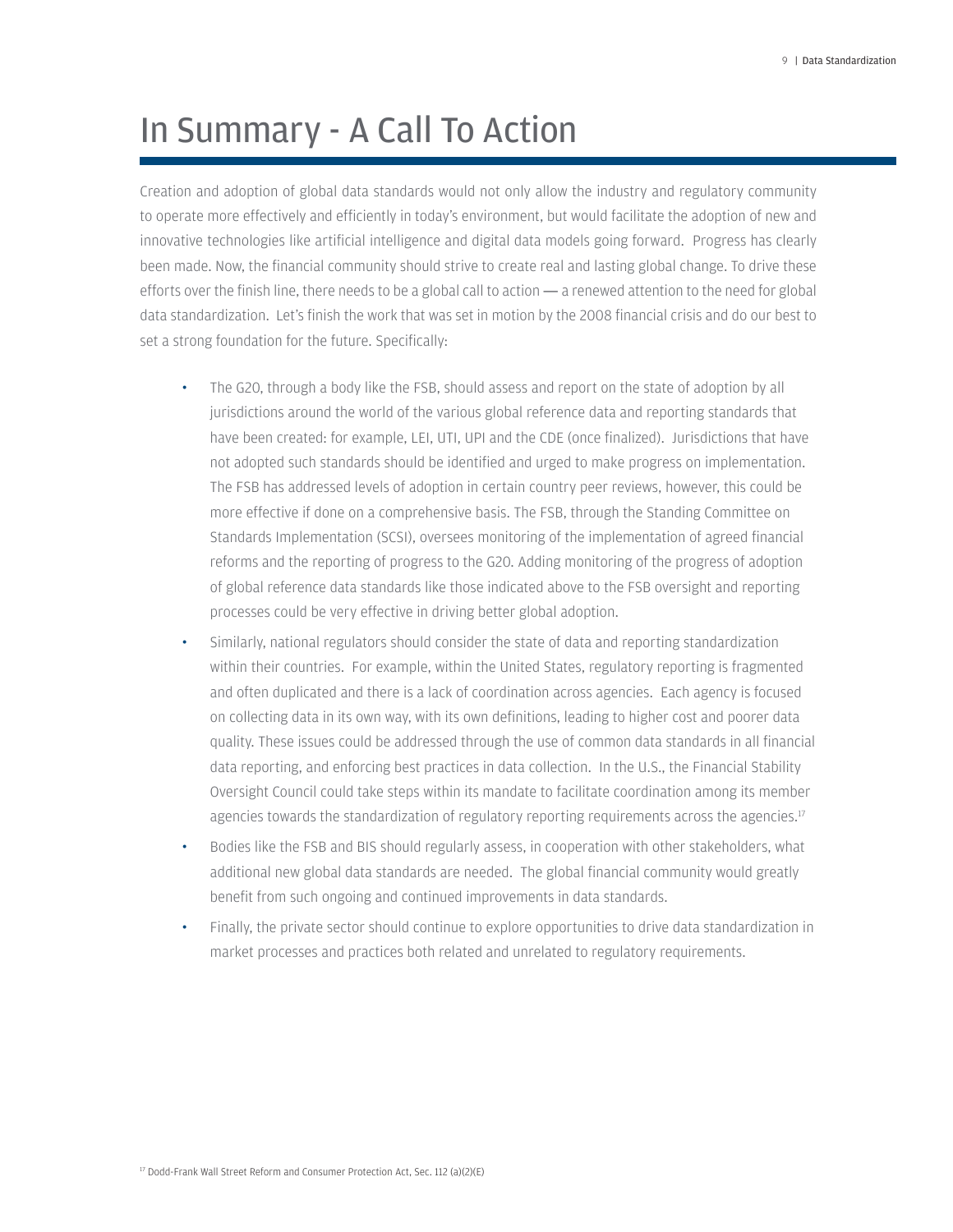# In Summary - A Call To Action

Creation and adoption of global data standards would not only allow the industry and regulatory community to operate more effectively and efficiently in today's environment, but would facilitate the adoption of new and innovative technologies like artificial intelligence and digital data models going forward. Progress has clearly been made. Now, the financial community should strive to create real and lasting global change. To drive these efforts over the finish line, there needs to be a global call to action — a renewed attention to the need for global data standardization. Let's finish the work that was set in motion by the 2008 financial crisis and do our best to set a strong foundation for the future. Specifically:

- The G20, through a body like the FSB, should assess and report on the state of adoption by all jurisdictions around the world of the various global reference data and reporting standards that have been created: for example, LEI, UTI, UPI and the CDE (once finalized). Jurisdictions that have not adopted such standards should be identified and urged to make progress on implementation. The FSB has addressed levels of adoption in certain country peer reviews, however, this could be more effective if done on a comprehensive basis. The FSB, through the Standing Committee on Standards Implementation (SCSI), oversees monitoring of the implementation of agreed financial reforms and the reporting of progress to the G20. Adding monitoring of the progress of adoption of global reference data standards like those indicated above to the FSB oversight and reporting processes could be very effective in driving better global adoption.
- Similarly, national regulators should consider the state of data and reporting standardization within their countries. For example, within the United States, regulatory reporting is fragmented and often duplicated and there is a lack of coordination across agencies. Each agency is focused on collecting data in its own way, with its own definitions, leading to higher cost and poorer data quality. These issues could be addressed through the use of common data standards in all financial data reporting, and enforcing best practices in data collection. In the U.S., the Financial Stability Oversight Council could take steps within its mandate to facilitate coordination among its member agencies towards the standardization of regulatory reporting requirements across the agencies.[17]
- Bodies like the FSB and BIS should regularly assess, in cooperation with other stakeholders, what additional new global data standards are needed. The global financial community would greatly benefit from such ongoing and continued improvements in data standards.
- Finally, the private sector should continue to explore opportunities to drive data standardization in market processes and practices both related and unrelated to regulatory requirements.

[17] Dodd-Frank Wall Street Reform and Consumer Protection Act, Sec. 112 (a)(2)(E)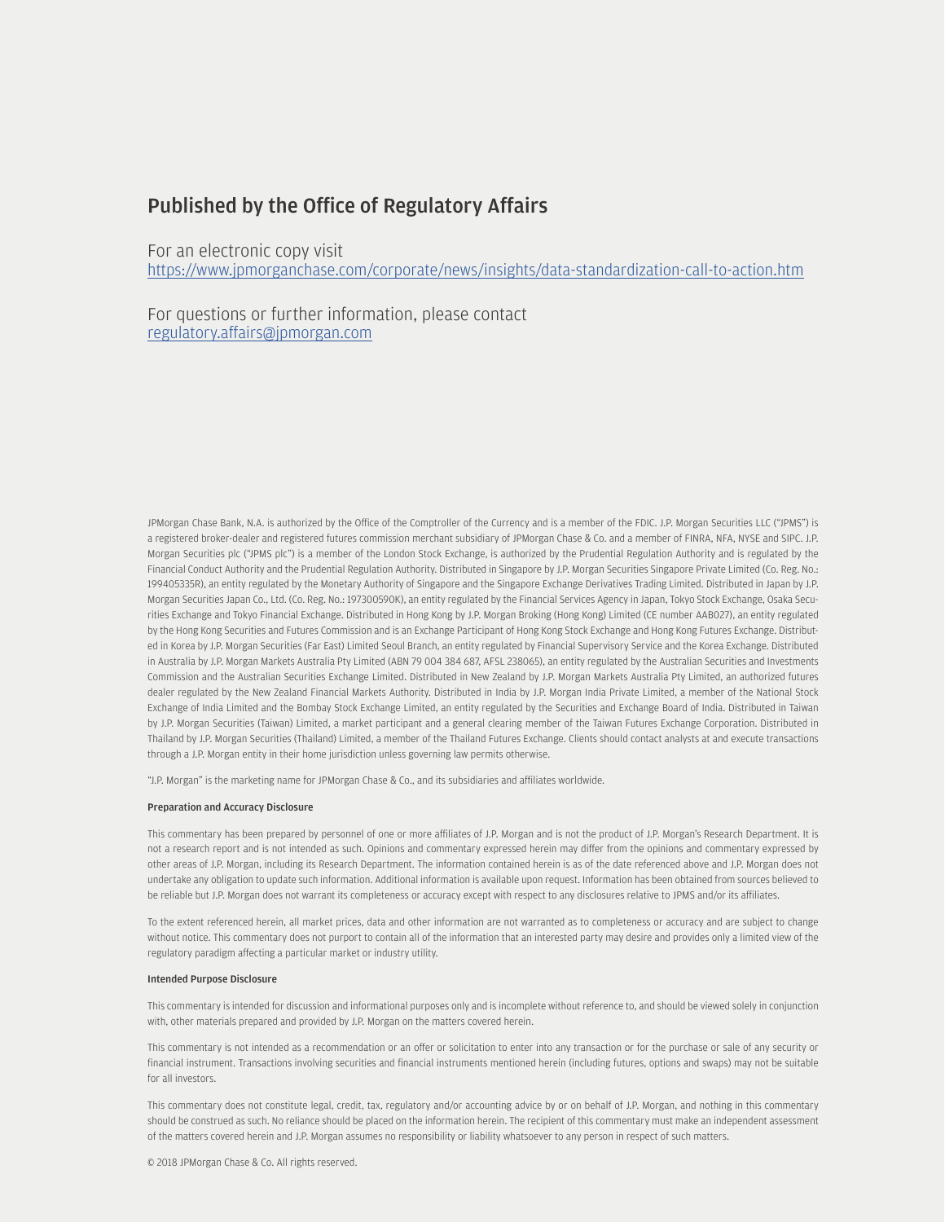## Published by the Office of Regulatory Affairs

For an electronic copy visit
https://www.jpmorganchase.com/corporate/news/insights/data-standardization-call-to-action.htm

For questions or further information, please contact
regulatory.affairs@jpmorgan.com

JPMorgan Chase Bank, N.A. is authorized by the Office of the Comptroller of the Currency and is a member of the FDIC. J.P. Morgan Securities LLC ("JPMS") is a registered broker-dealer and registered futures commission merchant subsidiary of JPMorgan Chase & Co. and a member of FINRA, NFA, NYSE and SIPC. J.P. Morgan Securities plc ("JPMS plc") is a member of the London Stock Exchange, is authorized by the Prudential Regulation Authority and is regulated by the Financial Conduct Authority and the Prudential Regulation Authority. Distributed in Singapore by J.P. Morgan Securities Singapore Private Limited (Co. Reg. No.: 199405335R), an entity regulated by the Monetary Authority of Singapore and the Singapore Exchange Derivatives Trading Limited. Distributed in Japan by J.P. Morgan Securities Japan Co., Ltd. (Co. Reg. No.: 197300590K), an entity regulated by the Financial Services Agency in Japan, Tokyo Stock Exchange, Osaka Securities Exchange and Tokyo Financial Exchange. Distributed in Hong Kong by J.P. Morgan Broking (Hong Kong) Limited (CE number AAB027), an entity regulated by the Hong Kong Securities and Futures Commission and is an Exchange Participant of Hong Kong Stock Exchange and Hong Kong Futures Exchange. Distributed in Korea by J.P. Morgan Securities (Far East) Limited Seoul Branch, an entity regulated by Financial Supervisory Service and the Korea Exchange. Distributed in Australia by J.P. Morgan Markets Australia Pty Limited (ABN 79 004 384 687, AFSL 238065), an entity regulated by the Australian Securities and Investments Commission and the Australian Securities Exchange Limited. Distributed in New Zealand by J.P. Morgan Markets Australia Pty Limited, an authorized futures dealer regulated by the New Zealand Financial Markets Authority. Distributed in India by J.P. Morgan India Private Limited, a member of the National Stock Exchange of India Limited and the Bombay Stock Exchange Limited, an entity regulated by the Securities and Exchange Board of India. Distributed in Taiwan by J.P. Morgan Securities (Taiwan) Limited, a market participant and a general clearing member of the Taiwan Futures Exchange Corporation. Distributed in Thailand by J.P. Morgan Securities (Thailand) Limited, a member of the Thailand Futures Exchange. Clients should contact analysts at and execute transactions through a J.P. Morgan entity in their home jurisdiction unless governing law permits otherwise.

"J.P. Morgan" is the marketing name for JPMorgan Chase & Co., and its subsidiaries and affiliates worldwide.

**Preparation and Accuracy Disclosure**

This commentary has been prepared by personnel of one or more affiliates of J.P. Morgan and is not the product of J.P. Morgan's Research Department. It is not a research report and is not intended as such. Opinions and commentary expressed herein may differ from the opinions and commentary expressed by other areas of J.P. Morgan, including its Research Department. The information contained herein is as of the date referenced above and J.P. Morgan does not undertake any obligation to update such information. Additional information is available upon request. Information has been obtained from sources believed to be reliable but J.P. Morgan does not warrant its completeness or accuracy except with respect to any disclosures relative to JPMS and/or its affiliates.

To the extent referenced herein, all market prices, data and other information are not warranted as to completeness or accuracy and are subject to change without notice. This commentary does not purport to contain all of the information that an interested party may desire and provides only a limited view of the regulatory paradigm affecting a particular market or industry utility.

**Intended Purpose Disclosure**

This commentary is intended for discussion and informational purposes only and is incomplete without reference to, and should be viewed solely in conjunction with, other materials prepared and provided by J.P. Morgan on the matters covered herein.

This commentary is not intended as a recommendation or an offer or solicitation to enter into any transaction or for the purchase or sale of any security or financial instrument. Transactions involving securities and financial instruments mentioned herein (including futures, options and swaps) may not be suitable for all investors.

This commentary does not constitute legal, credit, tax, regulatory and/or accounting advice by or on behalf of J.P. Morgan, and nothing in this commentary should be construed as such. No reliance should be placed on the information herein. The recipient of this commentary must make an independent assessment of the matters covered herein and J.P. Morgan assumes no responsibility or liability whatsoever to any person in respect of such matters.

© 2018 JPMorgan Chase & Co. All rights reserved.